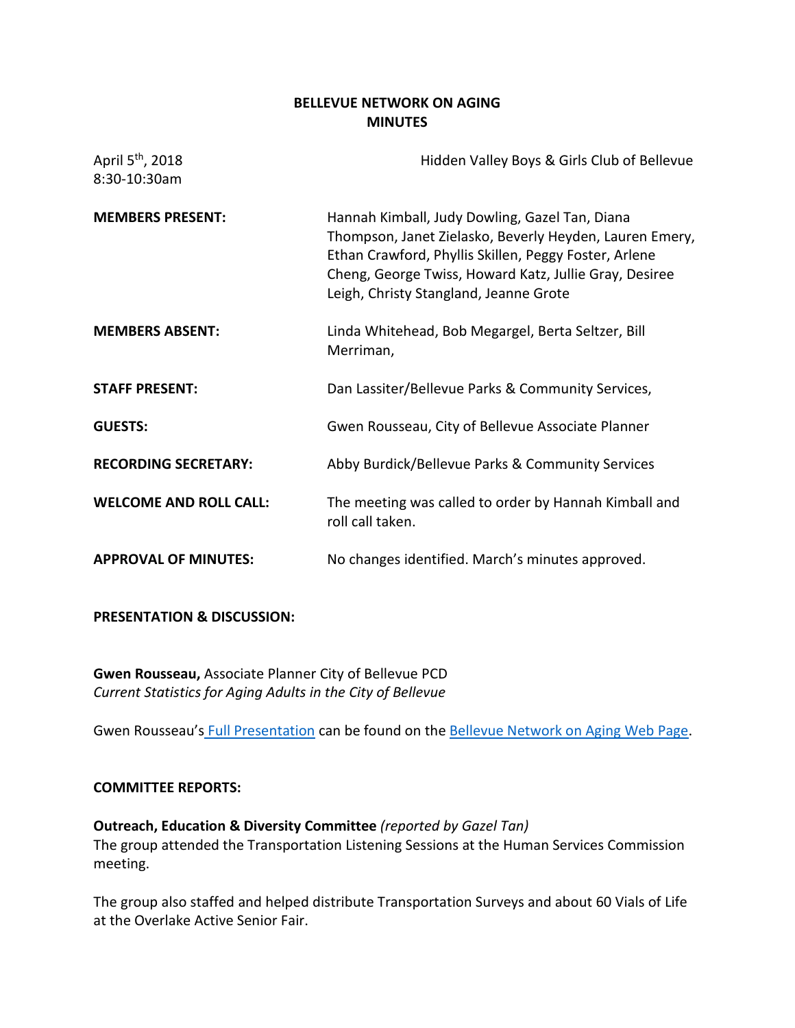# BELLEVUE NETWORK ON AGING
## MINUTES

April 5th, 2018
8:30-10:30am

Hidden Valley Boys & Girls Club of Bellevue

**MEMBERS PRESENT:** Hannah Kimball, Judy Dowling, Gazel Tan, Diana Thompson, Janet Zielasko, Beverly Heyden, Lauren Emery, Ethan Crawford, Phyllis Skillen, Peggy Foster, Arlene Cheng, George Twiss, Howard Katz, Jullie Gray, Desiree Leigh, Christy Stangland, Jeanne Grote

**MEMBERS ABSENT:** Linda Whitehead, Bob Megargel, Berta Seltzer, Bill Merriman,

**STAFF PRESENT:** Dan Lassiter/Bellevue Parks & Community Services,

**GUESTS:** Gwen Rousseau, City of Bellevue Associate Planner

**RECORDING SECRETARY:** Abby Burdick/Bellevue Parks & Community Services

**WELCOME AND ROLL CALL:** The meeting was called to order by Hannah Kimball and roll call taken.

**APPROVAL OF MINUTES:** No changes identified. March's minutes approved.

**PRESENTATION & DISCUSSION:**

**Gwen Rousseau,** Associate Planner City of Bellevue PCD
*Current Statistics for Aging Adults in the City of Bellevue*

Gwen Rousseau's Full Presentation can be found on the Bellevue Network on Aging Web Page.

**COMMITTEE REPORTS:**

**Outreach, Education & Diversity Committee** *(reported by Gazel Tan)*
The group attended the Transportation Listening Sessions at the Human Services Commission meeting.

The group also staffed and helped distribute Transportation Surveys and about 60 Vials of Life at the Overlake Active Senior Fair.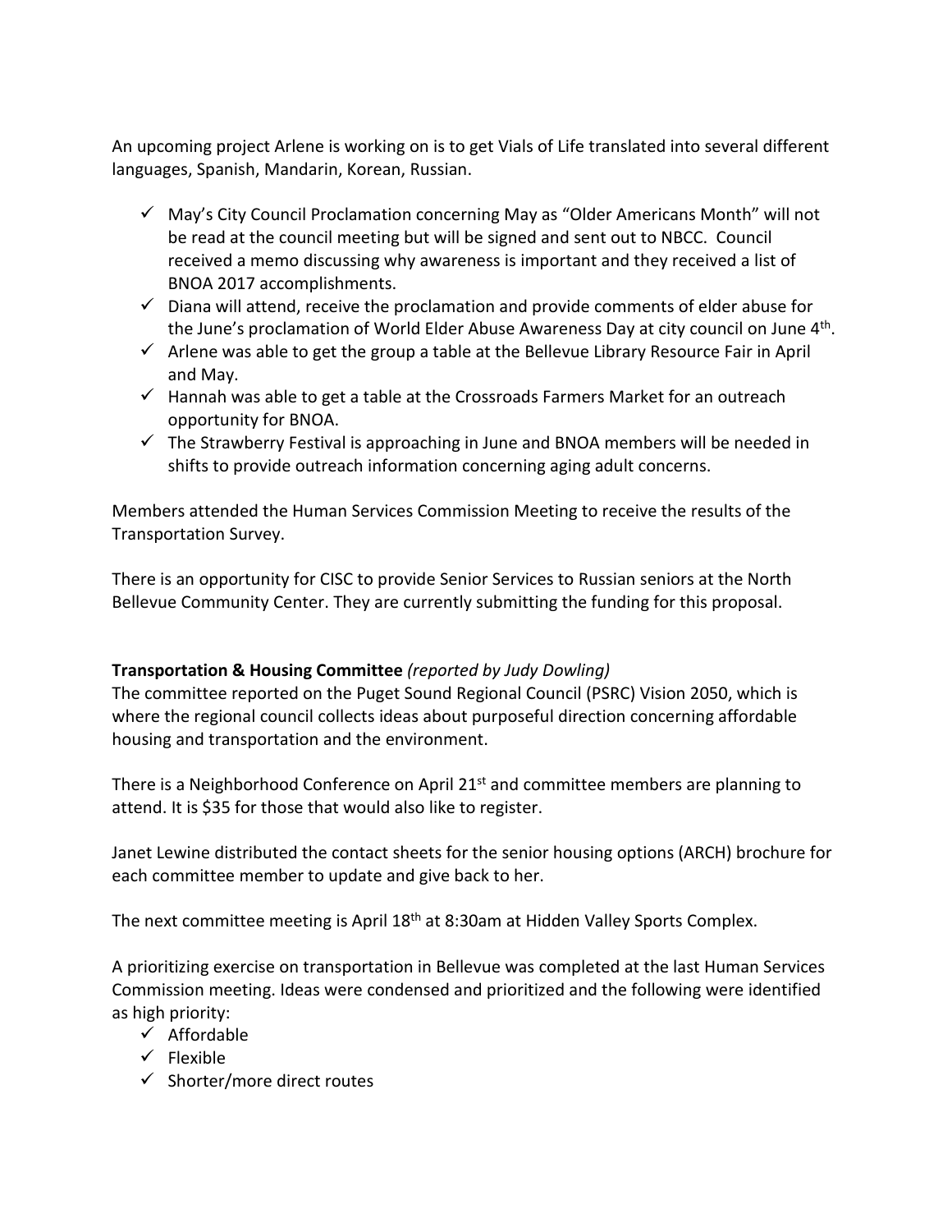An upcoming project Arlene is working on is to get Vials of Life translated into several different languages, Spanish, Mandarin, Korean, Russian.

- ✓ May's City Council Proclamation concerning May as "Older Americans Month" will not be read at the council meeting but will be signed and sent out to NBCC. Council received a memo discussing why awareness is important and they received a list of BNOA 2017 accomplishments.
- ✓ Diana will attend, receive the proclamation and provide comments of elder abuse for the June's proclamation of World Elder Abuse Awareness Day at city council on June 4th.
- ✓ Arlene was able to get the group a table at the Bellevue Library Resource Fair in April and May.
- ✓ Hannah was able to get a table at the Crossroads Farmers Market for an outreach opportunity for BNOA.
- ✓ The Strawberry Festival is approaching in June and BNOA members will be needed in shifts to provide outreach information concerning aging adult concerns.

Members attended the Human Services Commission Meeting to receive the results of the Transportation Survey.

There is an opportunity for CISC to provide Senior Services to Russian seniors at the North Bellevue Community Center. They are currently submitting the funding for this proposal.

**Transportation & Housing Committee** *(reported by Judy Dowling)*

The committee reported on the Puget Sound Regional Council (PSRC) Vision 2050, which is where the regional council collects ideas about purposeful direction concerning affordable housing and transportation and the environment.

There is a Neighborhood Conference on April 21st and committee members are planning to attend. It is $35 for those that would also like to register.

Janet Lewine distributed the contact sheets for the senior housing options (ARCH) brochure for each committee member to update and give back to her.

The next committee meeting is April 18th at 8:30am at Hidden Valley Sports Complex.

A prioritizing exercise on transportation in Bellevue was completed at the last Human Services Commission meeting. Ideas were condensed and prioritized and the following were identified as high priority:

- ✓ Affordable
- ✓ Flexible
- ✓ Shorter/more direct routes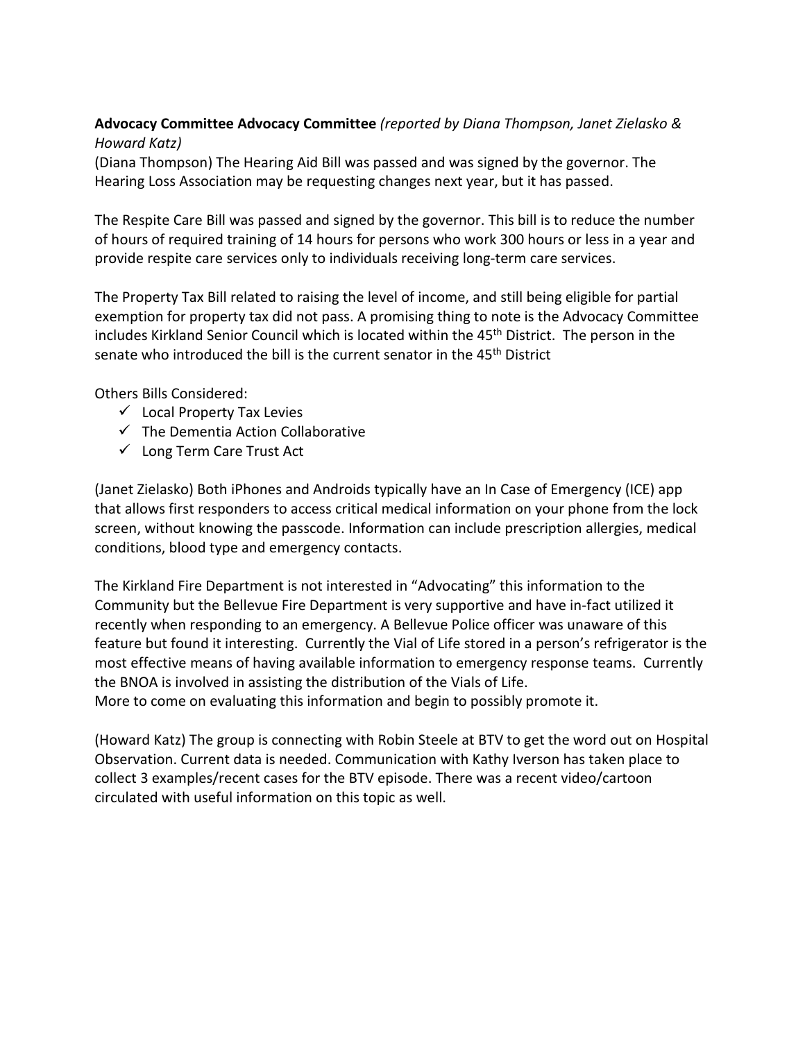**Advocacy Committee Advocacy Committee** *(reported by Diana Thompson, Janet Zielasko & Howard Katz)*

(Diana Thompson) The Hearing Aid Bill was passed and was signed by the governor. The Hearing Loss Association may be requesting changes next year, but it has passed.

The Respite Care Bill was passed and signed by the governor. This bill is to reduce the number of hours of required training of 14 hours for persons who work 300 hours or less in a year and provide respite care services only to individuals receiving long-term care services.

The Property Tax Bill related to raising the level of income, and still being eligible for partial exemption for property tax did not pass. A promising thing to note is the Advocacy Committee includes Kirkland Senior Council which is located within the 45th District. The person in the senate who introduced the bill is the current senator in the 45th District

Others Bills Considered:

- ✓ Local Property Tax Levies
- ✓ The Dementia Action Collaborative
- ✓ Long Term Care Trust Act

(Janet Zielasko) Both iPhones and Androids typically have an In Case of Emergency (ICE) app that allows first responders to access critical medical information on your phone from the lock screen, without knowing the passcode. Information can include prescription allergies, medical conditions, blood type and emergency contacts.

The Kirkland Fire Department is not interested in "Advocating" this information to the Community but the Bellevue Fire Department is very supportive and have in-fact utilized it recently when responding to an emergency. A Bellevue Police officer was unaware of this feature but found it interesting. Currently the Vial of Life stored in a person's refrigerator is the most effective means of having available information to emergency response teams. Currently the BNOA is involved in assisting the distribution of the Vials of Life.
More to come on evaluating this information and begin to possibly promote it.

(Howard Katz) The group is connecting with Robin Steele at BTV to get the word out on Hospital Observation. Current data is needed. Communication with Kathy Iverson has taken place to collect 3 examples/recent cases for the BTV episode. There was a recent video/cartoon circulated with useful information on this topic as well.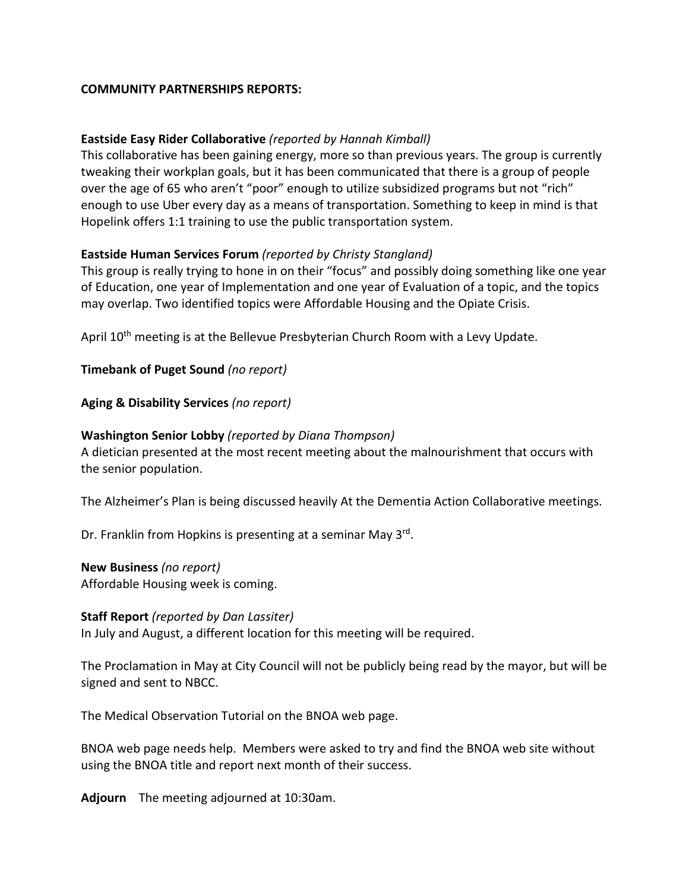**COMMUNITY PARTNERSHIPS REPORTS:**

**Eastside Easy Rider Collaborative** *(reported by Hannah Kimball)*
This collaborative has been gaining energy, more so than previous years. The group is currently tweaking their workplan goals, but it has been communicated that there is a group of people over the age of 65 who aren't "poor" enough to utilize subsidized programs but not "rich" enough to use Uber every day as a means of transportation. Something to keep in mind is that Hopelink offers 1:1 training to use the public transportation system.

**Eastside Human Services Forum** *(reported by Christy Stangland)*
This group is really trying to hone in on their "focus" and possibly doing something like one year of Education, one year of Implementation and one year of Evaluation of a topic, and the topics may overlap. Two identified topics were Affordable Housing and the Opiate Crisis.

April 10th meeting is at the Bellevue Presbyterian Church Room with a Levy Update.

**Timebank of Puget Sound** *(no report)*

**Aging & Disability Services** *(no report)*

**Washington Senior Lobby** *(reported by Diana Thompson)*
A dietician presented at the most recent meeting about the malnourishment that occurs with the senior population.

The Alzheimer's Plan is being discussed heavily At the Dementia Action Collaborative meetings.

Dr. Franklin from Hopkins is presenting at a seminar May 3rd.

**New Business** *(no report)*
Affordable Housing week is coming.

**Staff Report** *(reported by Dan Lassiter)*
In July and August, a different location for this meeting will be required.

The Proclamation in May at City Council will not be publicly being read by the mayor, but will be signed and sent to NBCC.

The Medical Observation Tutorial on the BNOA web page.

BNOA web page needs help. Members were asked to try and find the BNOA web site without using the BNOA title and report next month of their success.

**Adjourn** The meeting adjourned at 10:30am.